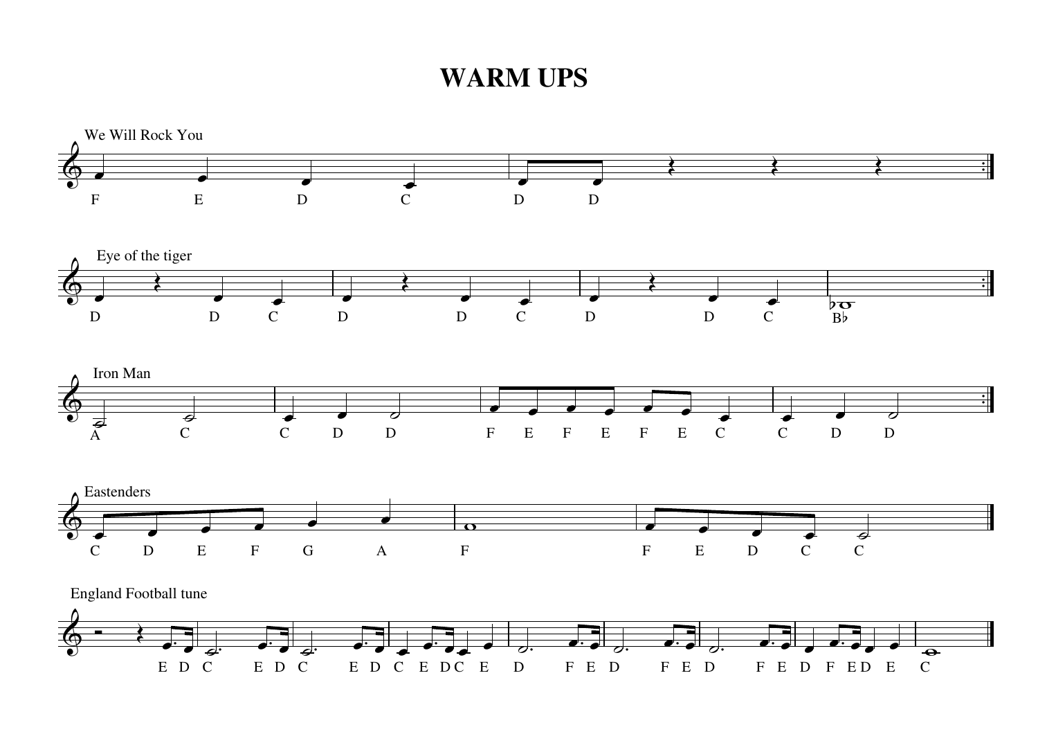# WARM UPS

We Will Rock You

F E D C D D

Eye of the tiger

D D C D D C D D C B♭

Iron Man

A C C D D F E F E F E C C D D

Eastenders

C D E F G A F F E D C C

England Football tune

E D C E D C E D C E D C E D F E D F E D F E D F E D E C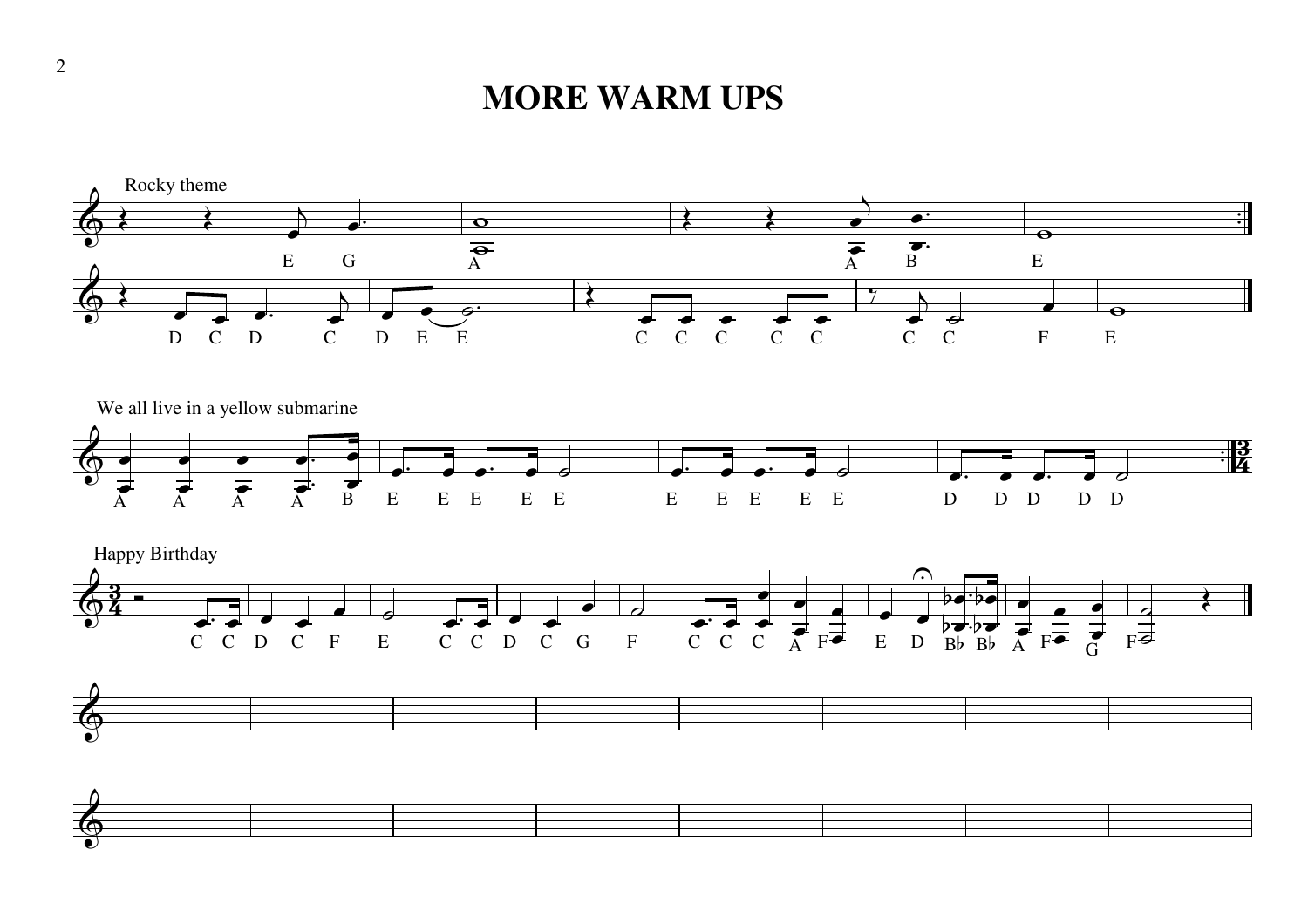# MORE WARM UPS

Rocky theme

E G A A B E

D C D C D E E C C C C C C C F E

We all live in a yellow submarine

A A A A B E E E E E E E E E E D D D D D

Happy Birthday

C C D C F E C C D C G F C C C A F E D B♭ B♭ A F G F